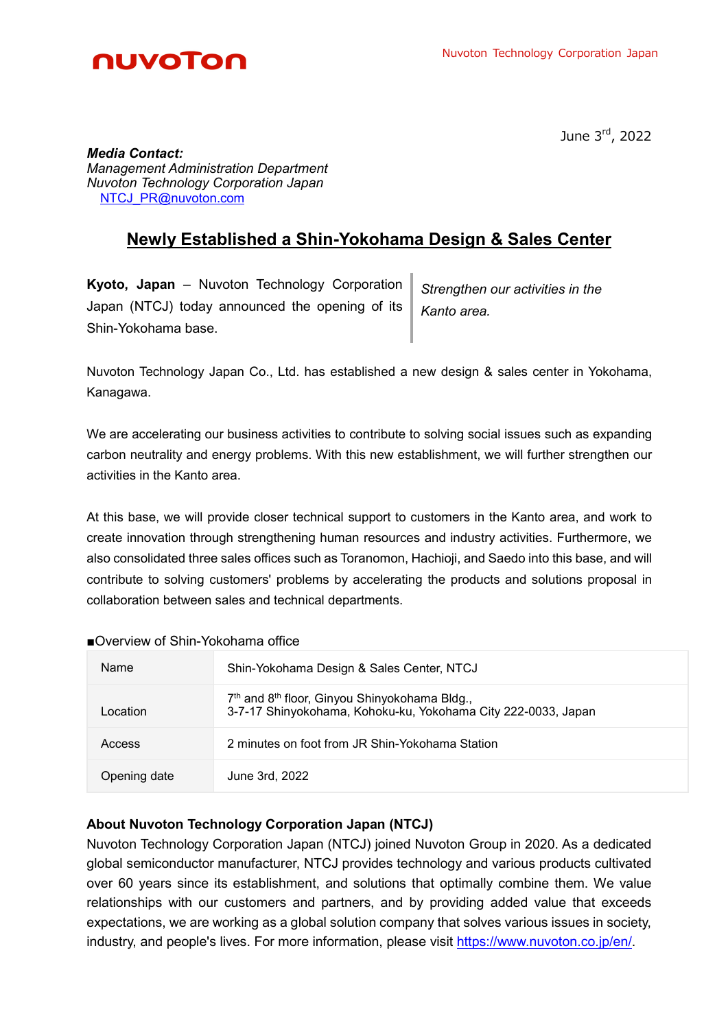June 3rd, 2022

***Media Contact:***
*Management Administration Department*
*Nuvoton Technology Corporation Japan*
NTCJ_PR@nuvoton.com

# Newly Established a Shin-Yokohama Design & Sales Center

**Kyoto, Japan** – Nuvoton Technology Corporation Japan (NTCJ) today announced the opening of its Shin-Yokohama base.

*Strengthen our activities in the Kanto area.*

Nuvoton Technology Japan Co., Ltd. has established a new design & sales center in Yokohama, Kanagawa.

We are accelerating our business activities to contribute to solving social issues such as expanding carbon neutrality and energy problems. With this new establishment, we will further strengthen our activities in the Kanto area.

At this base, we will provide closer technical support to customers in the Kanto area, and work to create innovation through strengthening human resources and industry activities. Furthermore, we also consolidated three sales offices such as Toranomon, Hachioji, and Saedo into this base, and will contribute to solving customers' problems by accelerating the products and solutions proposal in collaboration between sales and technical departments.

■Overview of Shin-Yokohama office

| Name | Shin-Yokohama Design & Sales Center, NTCJ |
|---|---|
| Location | 7th and 8th floor, Ginyou Shinyokohama Bldg., 3-7-17 Shinyokohama, Kohoku-ku, Yokohama City 222-0033, Japan |
| Access | 2 minutes on foot from JR Shin-Yokohama Station |
| Opening date | June 3rd, 2022 |

**About Nuvoton Technology Corporation Japan (NTCJ)**

Nuvoton Technology Corporation Japan (NTCJ) joined Nuvoton Group in 2020. As a dedicated global semiconductor manufacturer, NTCJ provides technology and various products cultivated over 60 years since its establishment, and solutions that optimally combine them. We value relationships with our customers and partners, and by providing added value that exceeds expectations, we are working as a global solution company that solves various issues in society, industry, and people's lives. For more information, please visit https://www.nuvoton.co.jp/en/.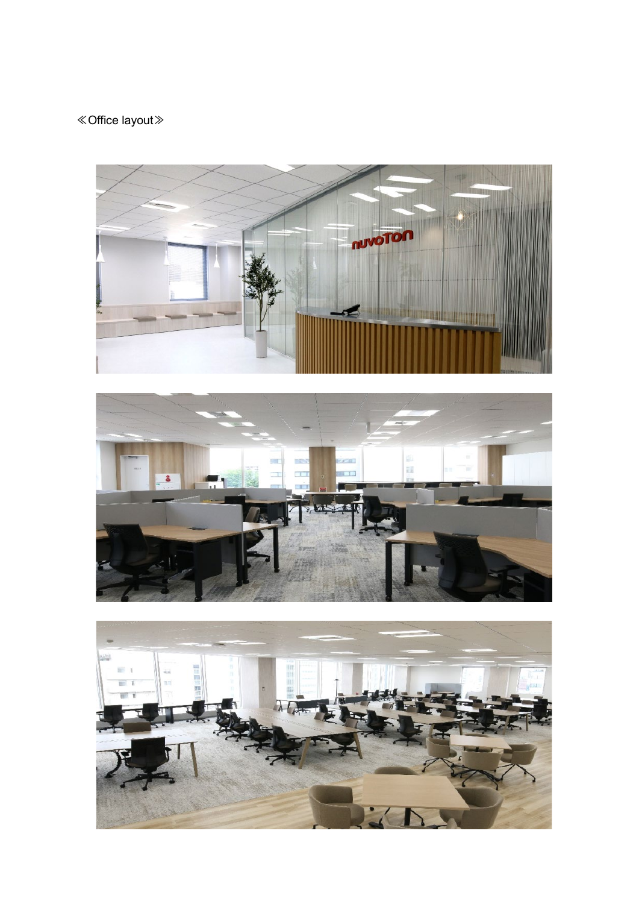≪Office layout≫